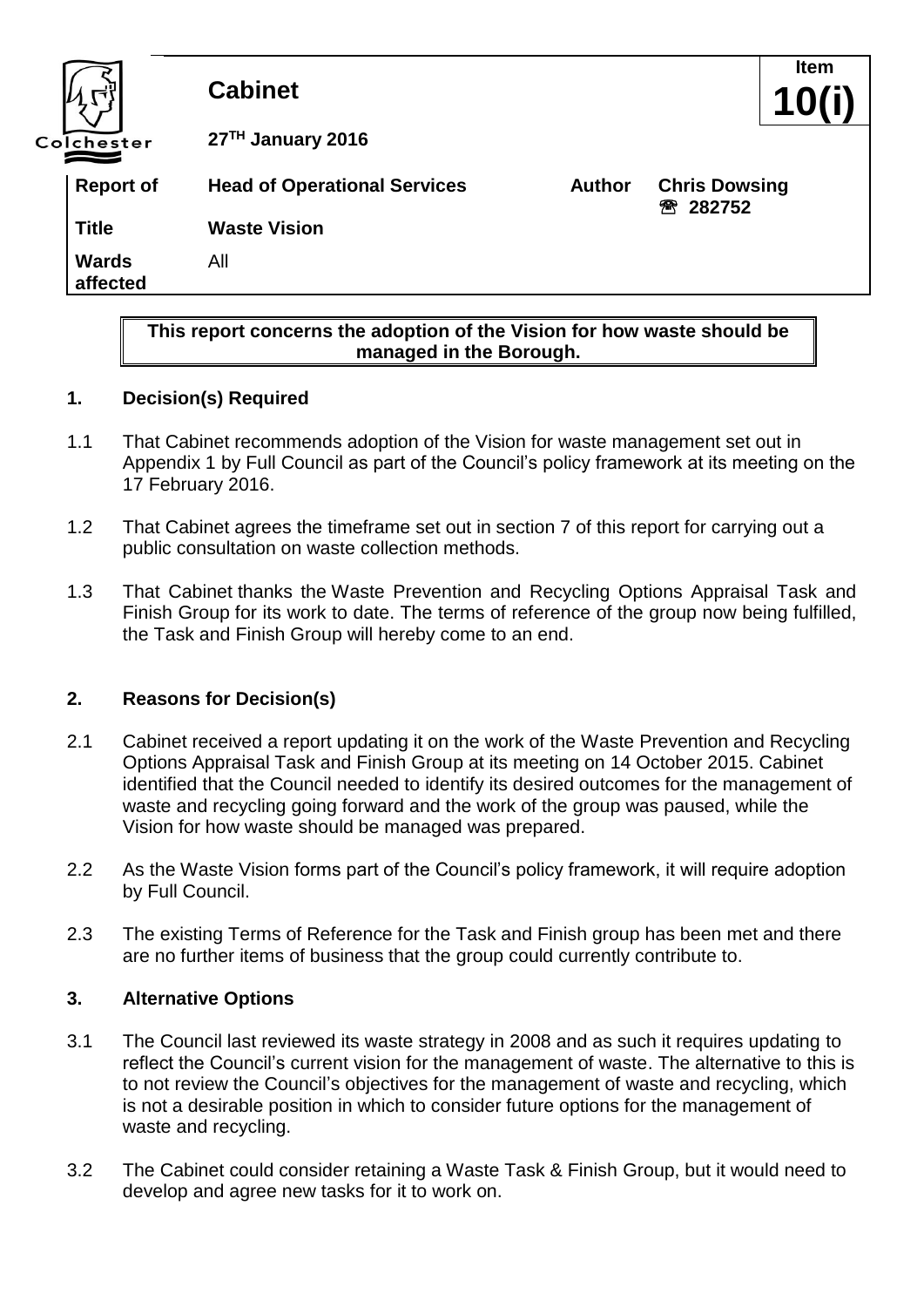**Colchester**

# Cabinet

**Item 10(i)**

**27TH January 2016**

| | | | |
|---|---|---|---|
| **Report of** | **Head of Operational Services** | **Author** | **Chris Dowsing** ☎ **282752** |
| **Title** | **Waste Vision** | | |
| **Wards affected** | All | | |

**This report concerns the adoption of the Vision for how waste should be managed in the Borough.**

## 1. Decision(s) Required

1.1 That Cabinet recommends adoption of the Vision for waste management set out in Appendix 1 by Full Council as part of the Council's policy framework at its meeting on the 17 February 2016.

1.2 That Cabinet agrees the timeframe set out in section 7 of this report for carrying out a public consultation on waste collection methods.

1.3 That Cabinet thanks the Waste Prevention and Recycling Options Appraisal Task and Finish Group for its work to date. The terms of reference of the group now being fulfilled, the Task and Finish Group will hereby come to an end.

## 2. Reasons for Decision(s)

2.1 Cabinet received a report updating it on the work of the Waste Prevention and Recycling Options Appraisal Task and Finish Group at its meeting on 14 October 2015. Cabinet identified that the Council needed to identify its desired outcomes for the management of waste and recycling going forward and the work of the group was paused, while the Vision for how waste should be managed was prepared.

2.2 As the Waste Vision forms part of the Council's policy framework, it will require adoption by Full Council.

2.3 The existing Terms of Reference for the Task and Finish group has been met and there are no further items of business that the group could currently contribute to.

## 3. Alternative Options

3.1 The Council last reviewed its waste strategy in 2008 and as such it requires updating to reflect the Council's current vision for the management of waste. The alternative to this is to not review the Council's objectives for the management of waste and recycling, which is not a desirable position in which to consider future options for the management of waste and recycling.

3.2 The Cabinet could consider retaining a Waste Task & Finish Group, but it would need to develop and agree new tasks for it to work on.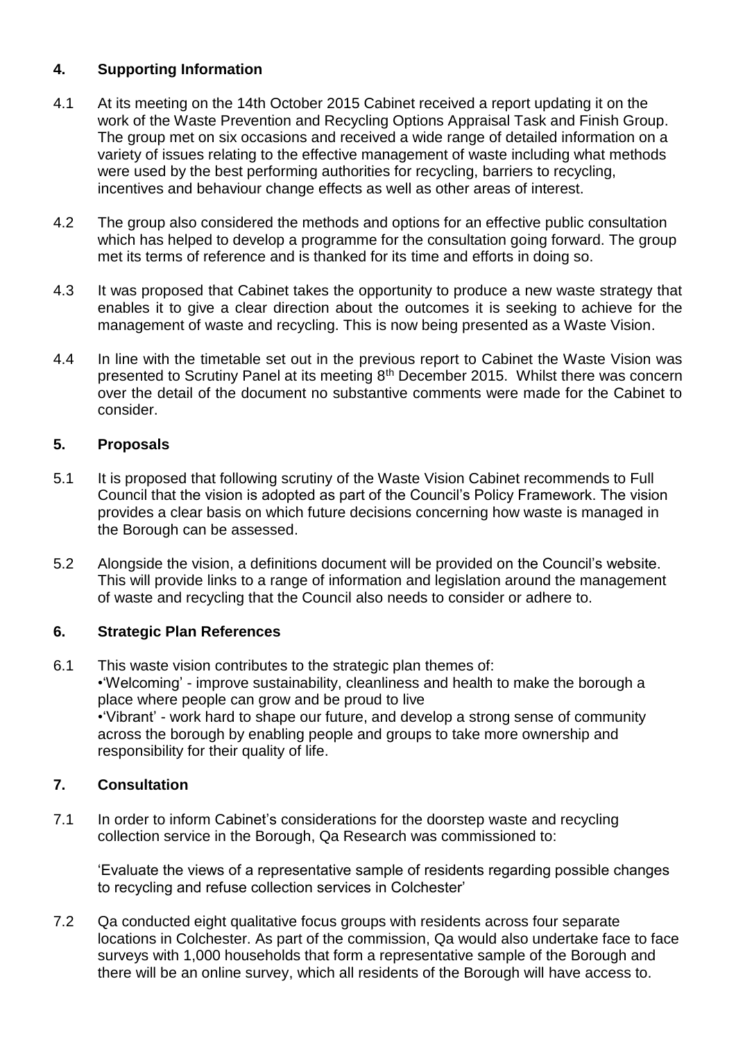## 4. Supporting Information

4.1 At its meeting on the 14th October 2015 Cabinet received a report updating it on the work of the Waste Prevention and Recycling Options Appraisal Task and Finish Group. The group met on six occasions and received a wide range of detailed information on a variety of issues relating to the effective management of waste including what methods were used by the best performing authorities for recycling, barriers to recycling, incentives and behaviour change effects as well as other areas of interest.

4.2 The group also considered the methods and options for an effective public consultation which has helped to develop a programme for the consultation going forward. The group met its terms of reference and is thanked for its time and efforts in doing so.

4.3 It was proposed that Cabinet takes the opportunity to produce a new waste strategy that enables it to give a clear direction about the outcomes it is seeking to achieve for the management of waste and recycling. This is now being presented as a Waste Vision.

4.4 In line with the timetable set out in the previous report to Cabinet the Waste Vision was presented to Scrutiny Panel at its meeting 8th December 2015. Whilst there was concern over the detail of the document no substantive comments were made for the Cabinet to consider.

## 5. Proposals

5.1 It is proposed that following scrutiny of the Waste Vision Cabinet recommends to Full Council that the vision is adopted as part of the Council's Policy Framework. The vision provides a clear basis on which future decisions concerning how waste is managed in the Borough can be assessed.

5.2 Alongside the vision, a definitions document will be provided on the Council's website. This will provide links to a range of information and legislation around the management of waste and recycling that the Council also needs to consider or adhere to.

## 6. Strategic Plan References

6.1 This waste vision contributes to the strategic plan themes of:

- 'Welcoming' - improve sustainability, cleanliness and health to make the borough a place where people can grow and be proud to live
- 'Vibrant' - work hard to shape our future, and develop a strong sense of community across the borough by enabling people and groups to take more ownership and responsibility for their quality of life.

## 7. Consultation

7.1 In order to inform Cabinet's considerations for the doorstep waste and recycling collection service in the Borough, Qa Research was commissioned to:

'Evaluate the views of a representative sample of residents regarding possible changes to recycling and refuse collection services in Colchester'

7.2 Qa conducted eight qualitative focus groups with residents across four separate locations in Colchester. As part of the commission, Qa would also undertake face to face surveys with 1,000 households that form a representative sample of the Borough and there will be an online survey, which all residents of the Borough will have access to.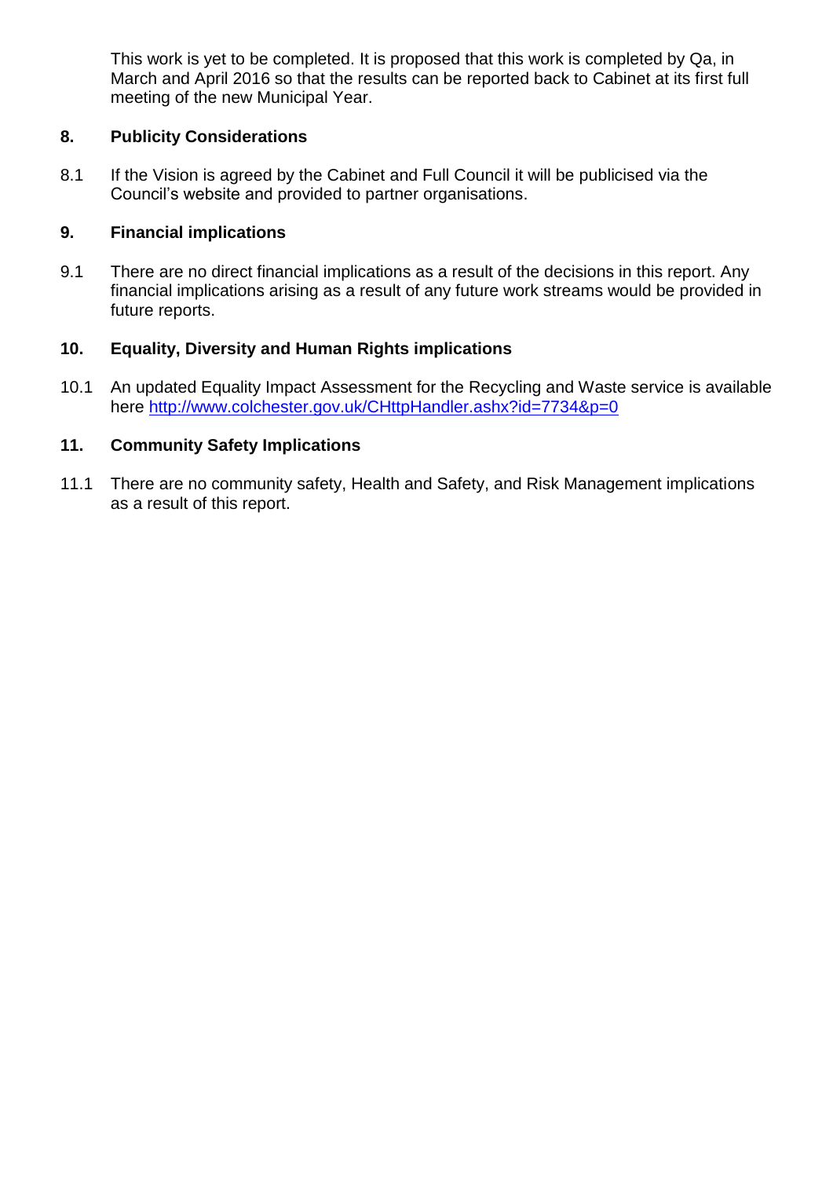This work is yet to be completed. It is proposed that this work is completed by Qa, in March and April 2016 so that the results can be reported back to Cabinet at its first full meeting of the new Municipal Year.

## 8. Publicity Considerations

8.1 If the Vision is agreed by the Cabinet and Full Council it will be publicised via the Council's website and provided to partner organisations.

## 9. Financial implications

9.1 There are no direct financial implications as a result of the decisions in this report. Any financial implications arising as a result of any future work streams would be provided in future reports.

## 10. Equality, Diversity and Human Rights implications

10.1 An updated Equality Impact Assessment for the Recycling and Waste service is available here http://www.colchester.gov.uk/CHttpHandler.ashx?id=7734&p=0

## 11. Community Safety Implications

11.1 There are no community safety, Health and Safety, and Risk Management implications as a result of this report.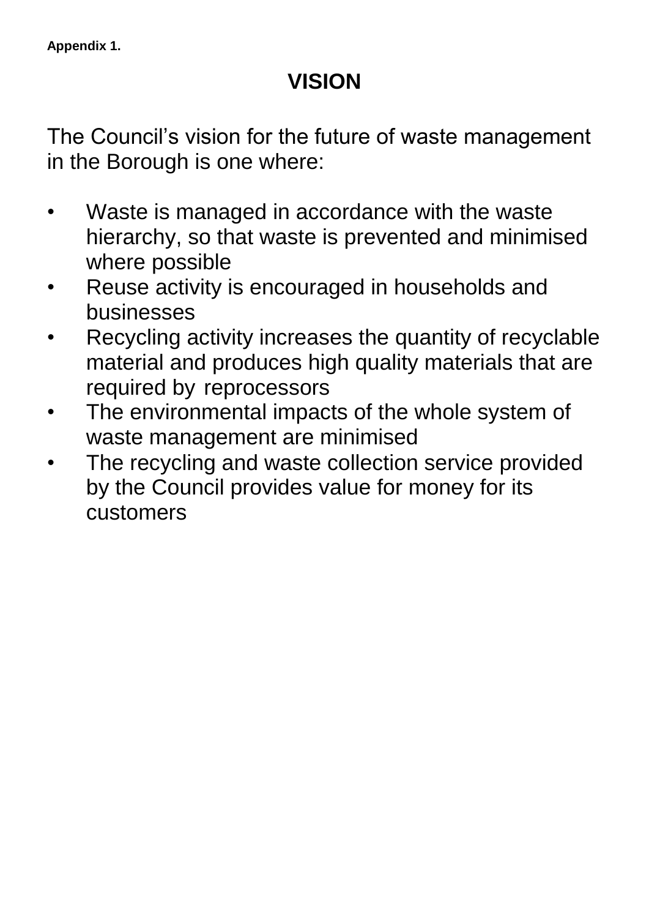**Appendix 1.**

# VISION

The Council's vision for the future of waste management in the Borough is one where:

- Waste is managed in accordance with the waste hierarchy, so that waste is prevented and minimised where possible
- Reuse activity is encouraged in households and businesses
- Recycling activity increases the quantity of recyclable material and produces high quality materials that are required by reprocessors
- The environmental impacts of the whole system of waste management are minimised
- The recycling and waste collection service provided by the Council provides value for money for its customers